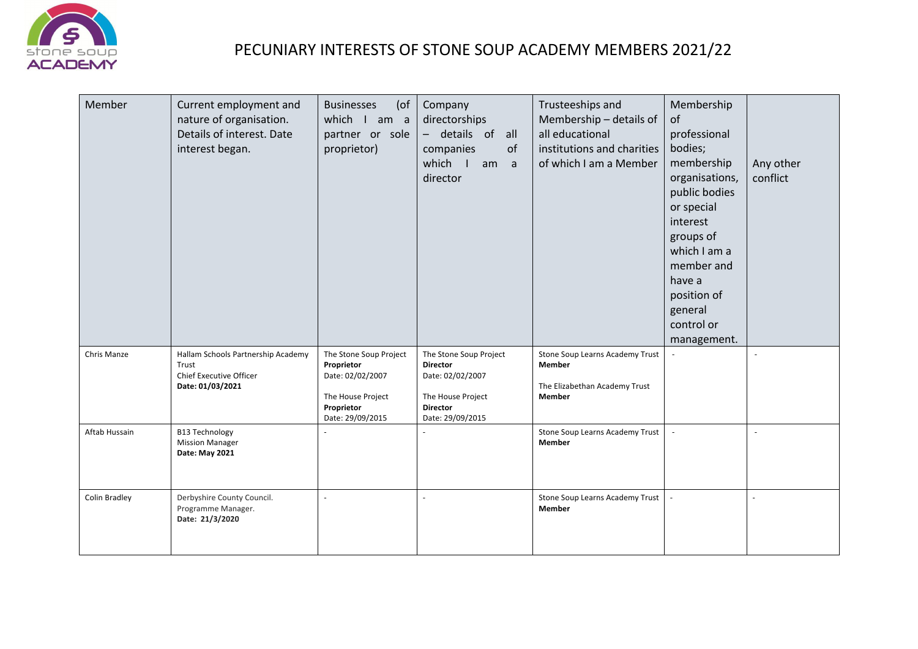# PECUNIARY INTERESTS OF STONE SOUP ACADEMY MEMBERS 2021/22

| Member | Current employment and nature of organisation. Details of interest. Date interest began. | Businesses (of which I am a partner or sole proprietor) | Company directorships – details of all companies of which I am a director | Trusteeships and Membership – details of all educational institutions and charities of which I am a Member | Membership of professional bodies; membership organisations, public bodies or special interest groups of which I am a member and have a position of general control or management. | Any other conflict |
|---|---|---|---|---|---|---|
| Chris Manze | Hallam Schools Partnership Academy Trust<br>Chief Executive Officer<br>**Date: 01/03/2021** | The Stone Soup Project<br>**Proprietor**<br>Date: 02/02/2007<br><br>The House Project<br>**Proprietor**<br>Date: 29/09/2015 | The Stone Soup Project<br>**Director**<br>Date: 02/02/2007<br><br>The House Project<br>**Director**<br>Date: 29/09/2015 | Stone Soup Learns Academy Trust<br>**Member**<br><br>The Elizabethan Academy Trust<br>**Member** | - | - |
| Aftab Hussain | B13 Technology<br>Mission Manager<br>**Date: May 2021** | - | - | Stone Soup Learns Academy Trust<br>**Member** | - | - |
| Colin Bradley | Derbyshire County Council.<br>Programme Manager.<br>**Date: 21/3/2020** | - | - | Stone Soup Learns Academy Trust<br>**Member** | - | - |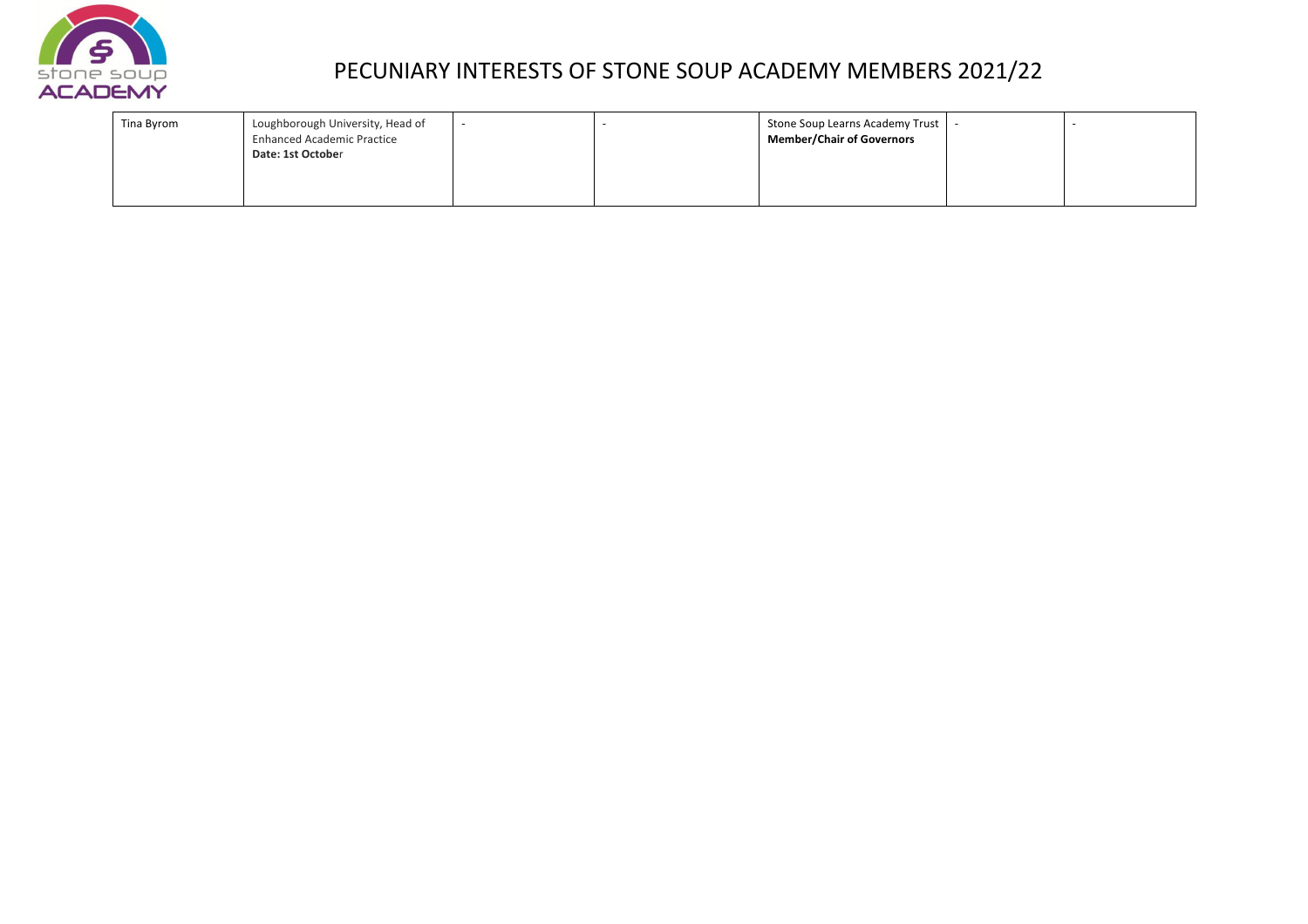# PECUNIARY INTERESTS OF STONE SOUP ACADEMY MEMBERS 2021/22

| | | | | | | |
|---|---|---|---|---|---|---|
| Tina Byrom | Loughborough University, Head of Enhanced Academic Practice **Date: 1st October** | - | - | Stone Soup Learns Academy Trust **Member/Chair of Governors** | - | - |